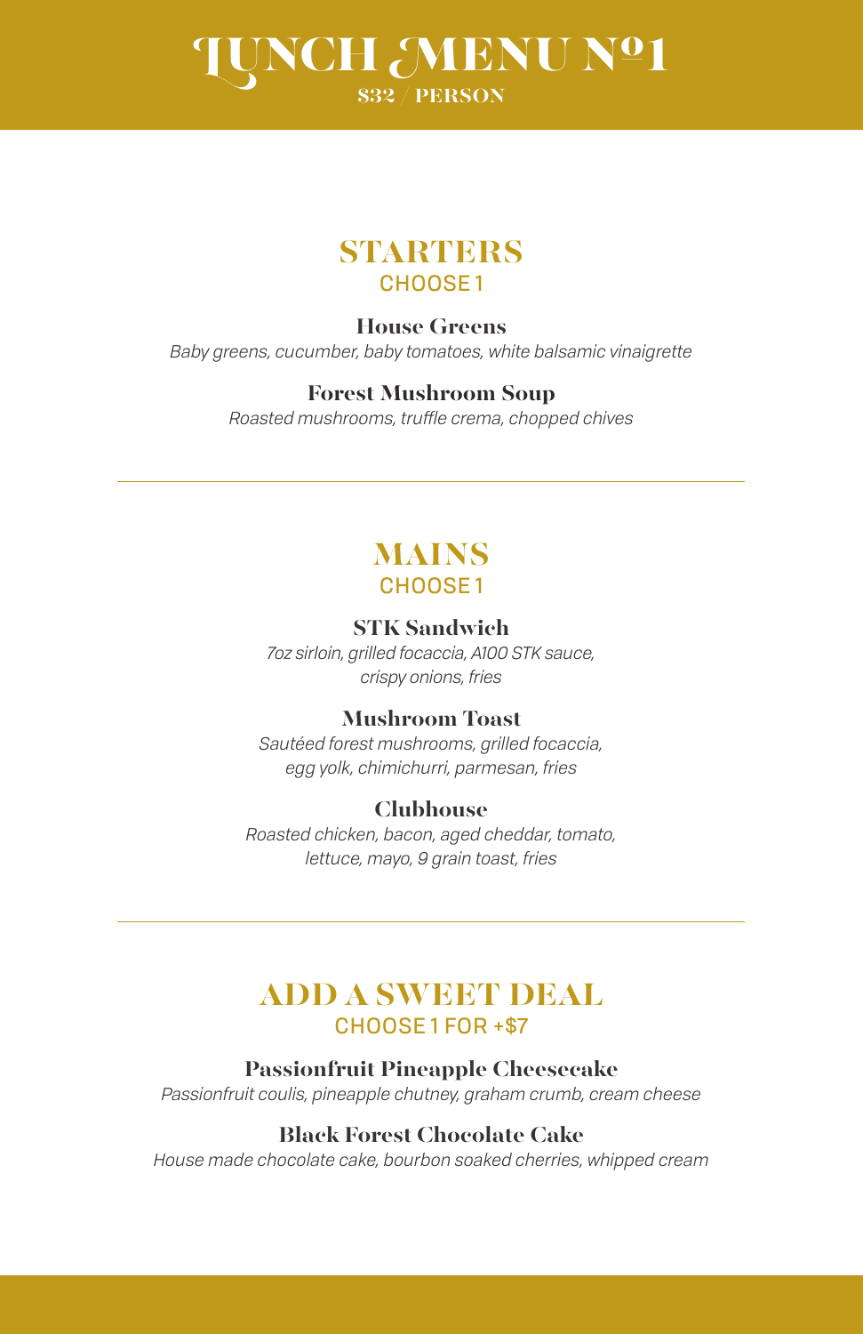# LUNCH MENU Nº1

**$32 / PERSON**

## STARTERS

CHOOSE 1

**House Greens**
*Baby greens, cucumber, baby tomatoes, white balsamic vinaigrette*

**Forest Mushroom Soup**
*Roasted mushrooms, truffle crema, chopped chives*

---

## MAINS

CHOOSE 1

**STK Sandwich**
*7oz sirloin, grilled focaccia, A100 STK sauce, crispy onions, fries*

**Mushroom Toast**
*Sautéed forest mushrooms, grilled focaccia, egg yolk, chimichurri, parmesan, fries*

**Clubhouse**
*Roasted chicken, bacon, aged cheddar, tomato, lettuce, mayo, 9 grain toast, fries*

---

## ADD A SWEET DEAL

CHOOSE 1 FOR +$7

**Passionfruit Pineapple Cheesecake**
*Passionfruit coulis, pineapple chutney, graham crumb, cream cheese*

**Black Forest Chocolate Cake**
*House made chocolate cake, bourbon soaked cherries, whipped cream*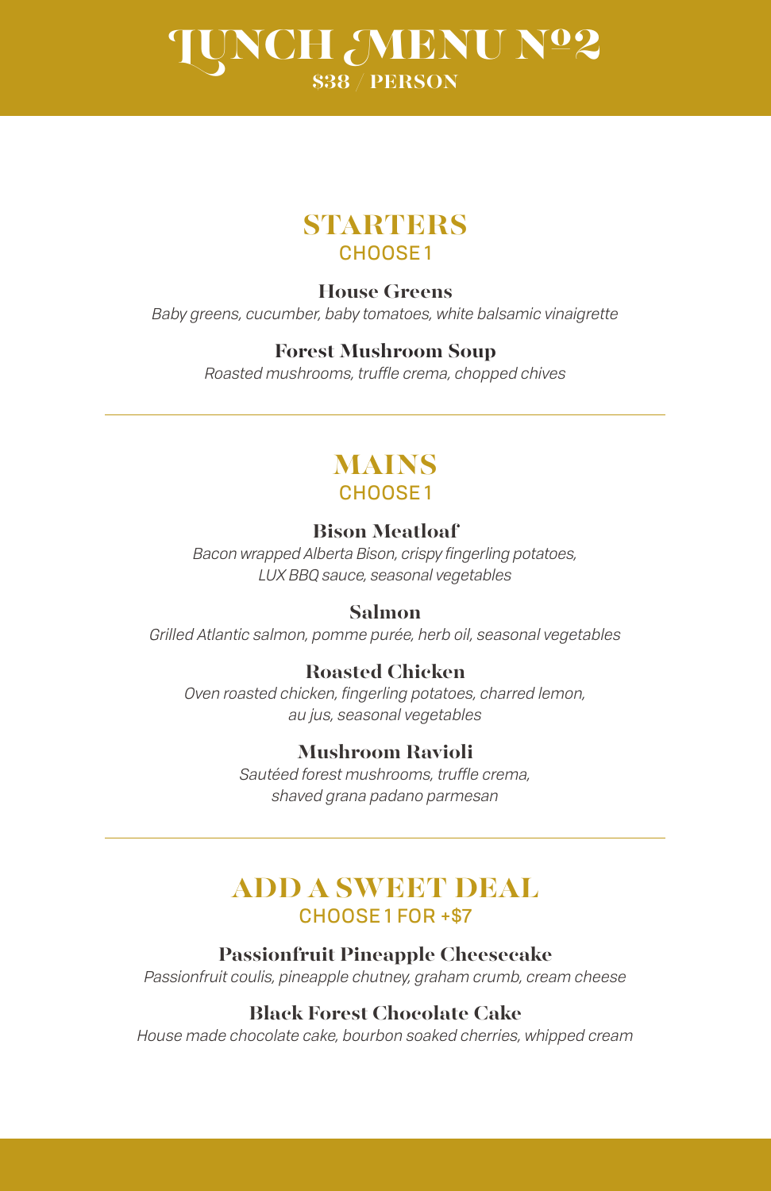# LUNCH MENU Nº2

**$38 / PERSON**

## STARTERS

CHOOSE 1

**House Greens**

*Baby greens, cucumber, baby tomatoes, white balsamic vinaigrette*

**Forest Mushroom Soup**

*Roasted mushrooms, truffle crema, chopped chives*

---

## MAINS

CHOOSE 1

**Bison Meatloaf**

*Bacon wrapped Alberta Bison, crispy fingerling potatoes, LUX BBQ sauce, seasonal vegetables*

**Salmon**

*Grilled Atlantic salmon, pomme purée, herb oil, seasonal vegetables*

**Roasted Chicken**

*Oven roasted chicken, fingerling potatoes, charred lemon, au jus, seasonal vegetables*

**Mushroom Ravioli**

*Sautéed forest mushrooms, truffle crema, shaved grana padano parmesan*

---

## ADD A SWEET DEAL

CHOOSE 1 FOR +$7

**Passionfruit Pineapple Cheesecake**

*Passionfruit coulis, pineapple chutney, graham crumb, cream cheese*

**Black Forest Chocolate Cake**

*House made chocolate cake, bourbon soaked cherries, whipped cream*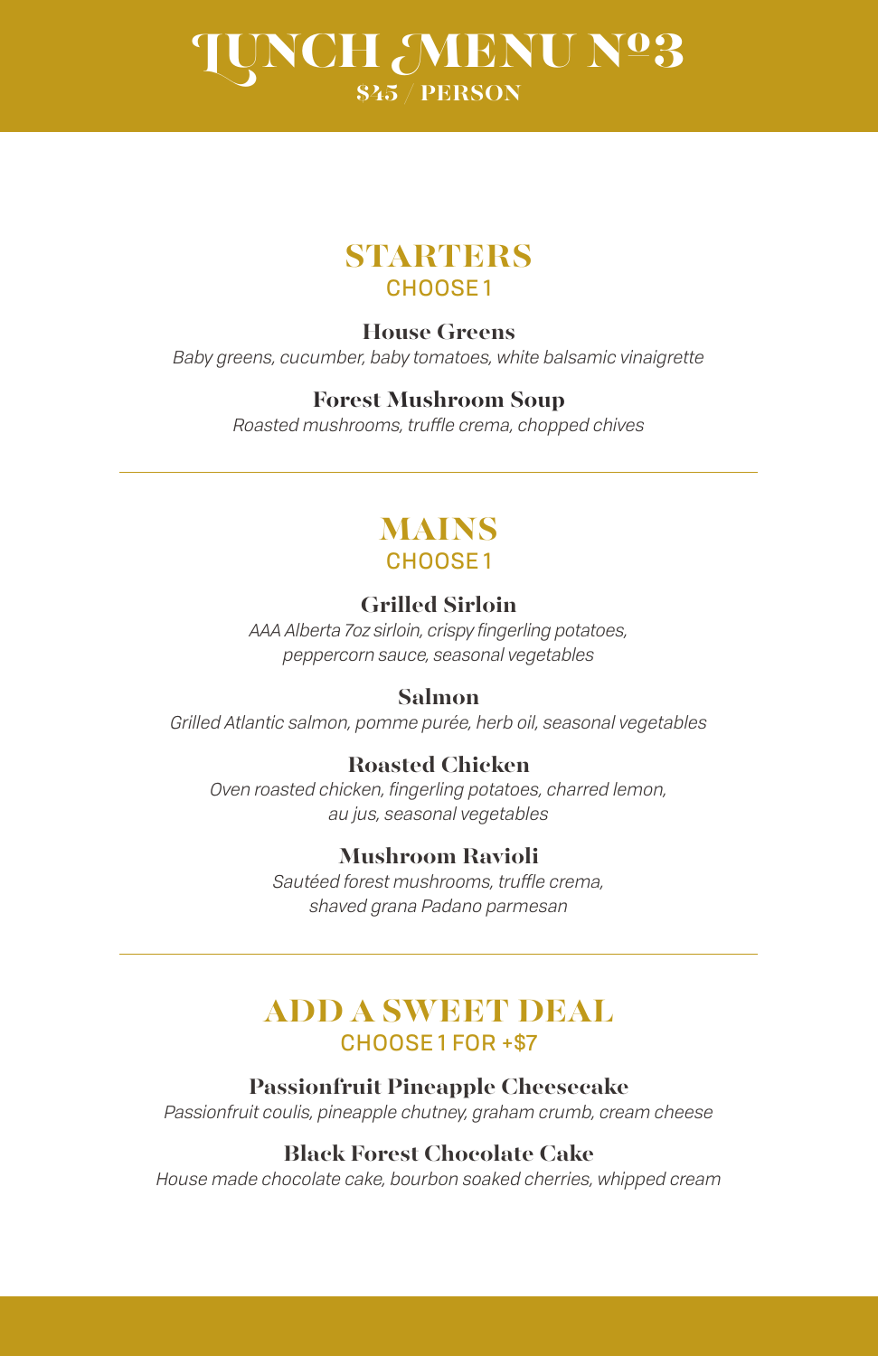# LUNCH MENU Nº3

**$45 / PERSON**

## STARTERS

CHOOSE 1

### House Greens

*Baby greens, cucumber, baby tomatoes, white balsamic vinaigrette*

### Forest Mushroom Soup

*Roasted mushrooms, truffle crema, chopped chives*

---

## MAINS

CHOOSE 1

### Grilled Sirloin

*AAA Alberta 7oz sirloin, crispy fingerling potatoes, peppercorn sauce, seasonal vegetables*

### Salmon

*Grilled Atlantic salmon, pomme purée, herb oil, seasonal vegetables*

### Roasted Chicken

*Oven roasted chicken, fingerling potatoes, charred lemon, au jus, seasonal vegetables*

### Mushroom Ravioli

*Sautéed forest mushrooms, truffle crema, shaved grana Padano parmesan*

---

## ADD A SWEET DEAL

CHOOSE 1 FOR +$7

### Passionfruit Pineapple Cheesecake

*Passionfruit coulis, pineapple chutney, graham crumb, cream cheese*

### Black Forest Chocolate Cake

*House made chocolate cake, bourbon soaked cherries, whipped cream*